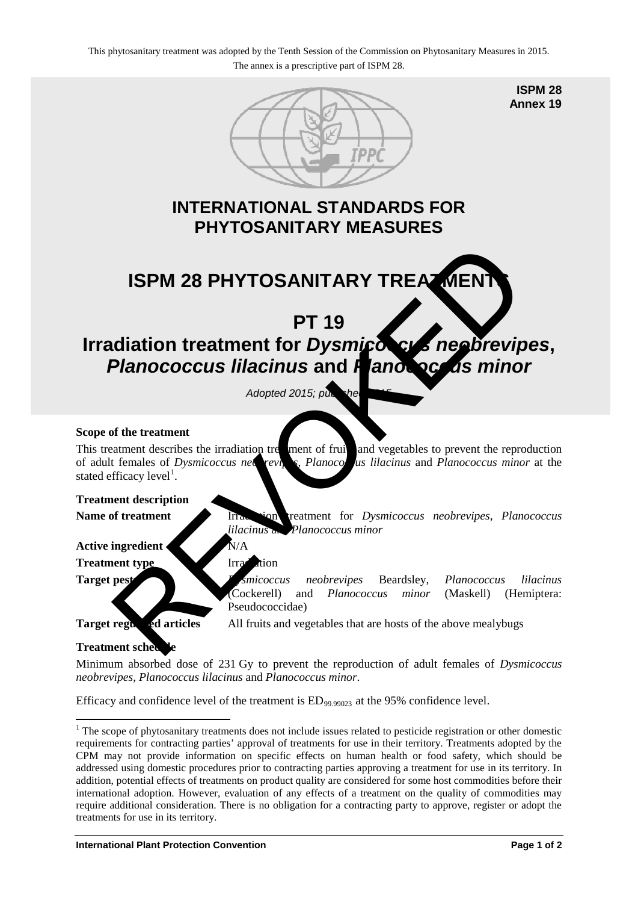This phytosanitary treatment was adopted by the Tenth Session of the Commission on Phytosanitary Measures in 2015.
The annex is a prescriptive part of ISPM 28.

**ISPM 28**
**Annex 19**

# INTERNATIONAL STANDARDS FOR PHYTOSANITARY MEASURES

# ISPM 28 PHYTOSANITARY TREATMENTS

# PT 19
# Irradiation treatment for *Dysmicoccus neobrevipes*, *Planococcus lilacinus* and *Planococcus minor*

*Adopted 2015; published 2015*

REVOKED

**Scope of the treatment**

This treatment describes the irradiation treatment of fruits and vegetables to prevent the reproduction of adult females of *Dysmicoccus neobrevipes*, *Planococcus lilacinus* and *Planococcus minor* at the stated efficacy level[1].

**Treatment description**

| | |
|---|---|
| **Name of treatment** | Irradiation treatment for *Dysmicoccus neobrevipes*, *Planococcus lilacinus* and *Planococcus minor* |
| **Active ingredient** | N/A |
| **Treatment type** | Irradiation |
| **Target pests** | *Dysmicoccus neobrevipes* Beardsley, *Planococcus lilacinus* (Cockerell) and *Planococcus minor* (Maskell) (Hemiptera: Pseudococcidae) |
| **Target regulated articles** | All fruits and vegetables that are hosts of the above mealybugs |

**Treatment schedule**

Minimum absorbed dose of 231 Gy to prevent the reproduction of adult females of *Dysmicoccus neobrevipes, Planococcus lilacinus* and *Planococcus minor*.

Efficacy and confidence level of the treatment is $ED_{99.99023}$ at the 95% confidence level.

[1] The scope of phytosanitary treatments does not include issues related to pesticide registration or other domestic requirements for contracting parties' approval of treatments for use in their territory. Treatments adopted by the CPM may not provide information on specific effects on human health or food safety, which should be addressed using domestic procedures prior to contracting parties approving a treatment for use in its territory. In addition, potential effects of treatments on product quality are considered for some host commodities before their international adoption. However, evaluation of any effects of a treatment on the quality of commodities may require additional consideration. There is no obligation for a contracting party to approve, register or adopt the treatments for use in its territory.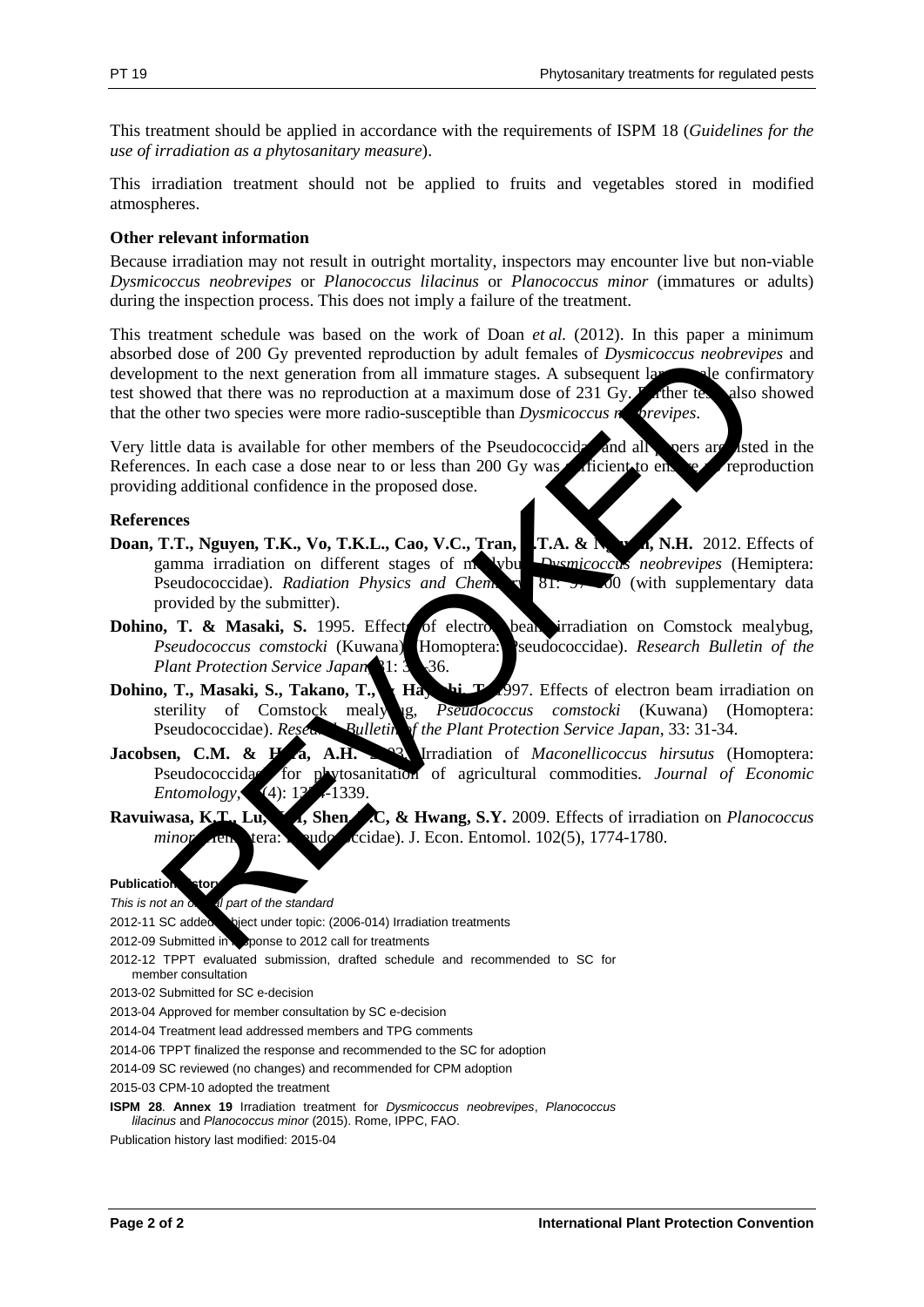This treatment should be applied in accordance with the requirements of ISPM 18 (*Guidelines for the use of irradiation as a phytosanitary measure*).

This irradiation treatment should not be applied to fruits and vegetables stored in modified atmospheres.

**Other relevant information**

Because irradiation may not result in outright mortality, inspectors may encounter live but non-viable *Dysmicoccus neobrevipes* or *Planococcus lilacinus* or *Planococcus minor* (immatures or adults) during the inspection process. This does not imply a failure of the treatment.

This treatment schedule was based on the work of Doan *et al.* (2012). In this paper a minimum absorbed dose of 200 Gy prevented reproduction by adult females of *Dysmicoccus neobrevipes* and development to the next generation from all immature stages. A subsequent large-scale confirmatory test showed that there was no reproduction at a maximum dose of 231 Gy. Further tests also showed that the other two species were more radio-susceptible than *Dysmicoccus neobrevipes*.

Very little data is available for other members of the Pseudococcidae and all papers are listed in the References. In each case a dose near to or less than 200 Gy was sufficient to ensure no reproduction providing additional confidence in the proposed dose.

**References**

**Doan, T.T., Nguyen, T.K., Vo, T.K.L., Cao, V.C., Tran, T.T.A. & Nguyen, N.H.** 2012. Effects of gamma irradiation on different stages of mealybug *Dysmicoccus neobrevipes* (Hemiptera: Pseudococcidae). *Radiation Physics and Chemistry* 81: 97-100 (with supplementary data provided by the submitter).

**Dohino, T. & Masaki, S.** 1995. Effects of electron beam irradiation on Comstock mealybug, *Pseudococcus comstocki* (Kuwana) (Homoptera: Pseudococcidae). *Research Bulletin of the Plant Protection Service Japan* 31: 31-36.

**Dohino, T., Masaki, S., Takano, T., & Hayashi, T.** 1997. Effects of electron beam irradiation on sterility of Comstock mealybug, *Pseudococcus comstocki* (Kuwana) (Homoptera: Pseudococcidae). *Research Bulletin of the Plant Protection Service Japan*, 33: 31-34.

**Jacobsen, C.M. & Hara, A.H.** 2003. Irradiation of *Maconellicoccus hirsutus* (Homoptera: Pseudococcidae) for phytosanitation of agricultural commodities. *Journal of Economic Entomology*, 96(4): 1334-1339.

**Ravuiwasa, K.T., Lu, K.H., Shen, T.C, & Hwang, S.Y.** 2009. Effects of irradiation on *Planococcus minor* (Hemiptera: Pseudococcidae). J. Econ. Entomol. 102(5), 1774-1780.

**Publication history**

*This is not an official part of the standard*

2012-11 SC added subject under topic: (2006-014) Irradiation treatments

2012-09 Submitted in response to 2012 call for treatments

2012-12 TPPT evaluated submission, drafted schedule and recommended to SC for member consultation

2013-02 Submitted for SC e-decision

2013-04 Approved for member consultation by SC e-decision

2014-04 Treatment lead addressed members and TPG comments

2014-06 TPPT finalized the response and recommended to the SC for adoption

2014-09 SC reviewed (no changes) and recommended for CPM adoption

2015-03 CPM-10 adopted the treatment

**ISPM 28**. **Annex 19** Irradiation treatment for *Dysmicoccus neobrevipes*, *Planococcus lilacinus* and *Planococcus minor* (2015). Rome, IPPC, FAO.

Publication history last modified: 2015-04

REVOKED